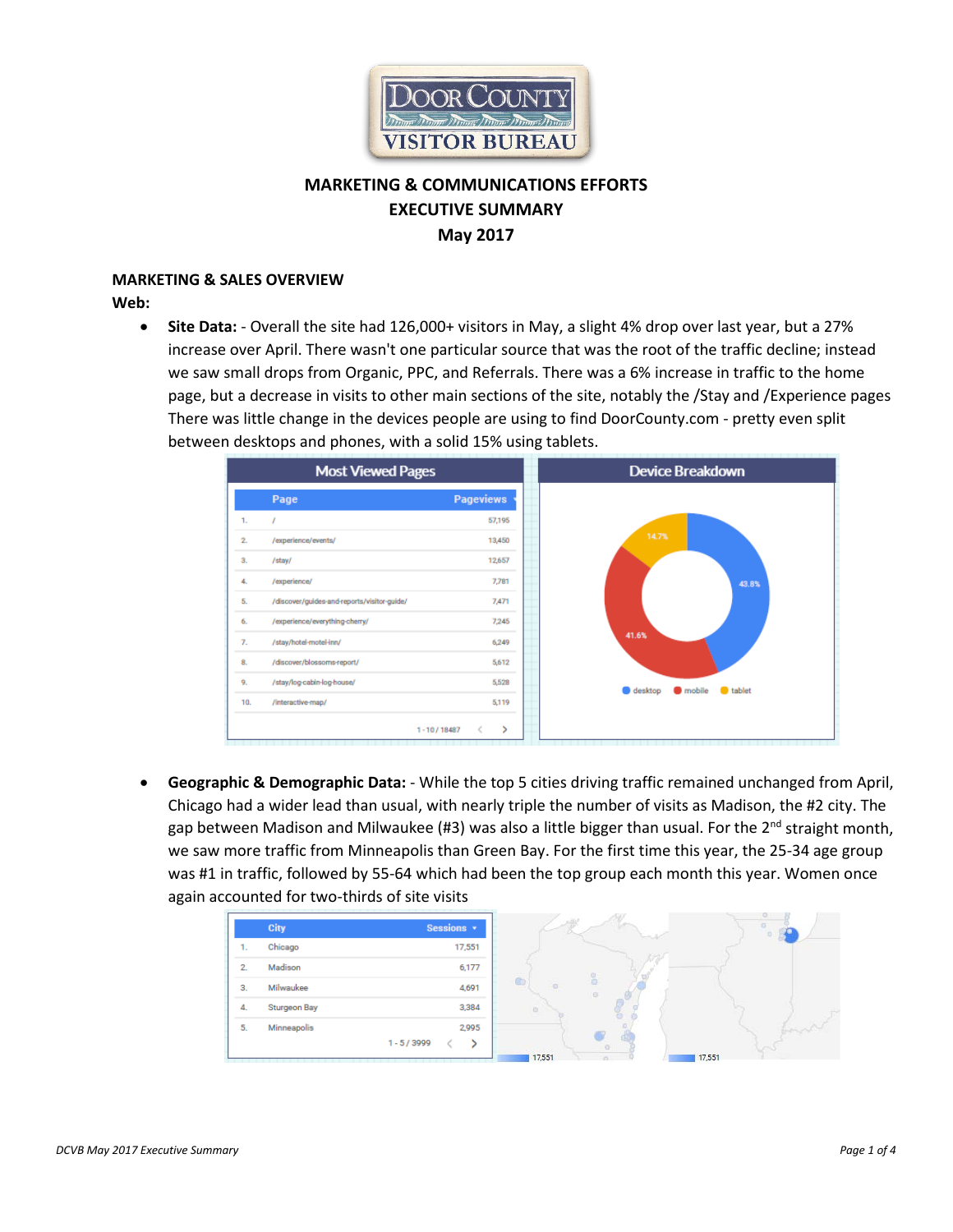# MARKETING & COMMUNICATIONS EFFORTS
# EXECUTIVE SUMMARY
# May 2017

## MARKETING & SALES OVERVIEW

### Web:

- **Site Data:** - Overall the site had 126,000+ visitors in May, a slight 4% drop over last year, but a 27% increase over April. There wasn't one particular source that was the root of the traffic decline; instead we saw small drops from Organic, PPC, and Referrals. There was a 6% increase in traffic to the home page, but a decrease in visits to other main sections of the site, notably the /Stay and /Experience pages There was little change in the devices people are using to find DoorCounty.com - pretty even split between desktops and phones, with a solid 15% using tablets.

**Most Viewed Pages**

| | Page | Pageviews |
|---|---|---|
| 1. | / | 57,195 |
| 2. | /experience/events/ | 13,450 |
| 3. | /stay/ | 12,657 |
| 4. | /experience/ | 7,781 |
| 5. | /discover/guides-and-reports/visitor-guide/ | 7,471 |
| 6. | /experience/everything-cherry/ | 7,245 |
| 7. | /stay/hotel-motel-inn/ | 6,249 |
| 8. | /discover/blossoms-report/ | 5,612 |
| 9. | /stay/log-cabin-log-house/ | 5,528 |
| 10. | /interactive-map/ | 5,119 |

1 - 10 / 18487

**Device Breakdown**

| Device | Share |
|---|---|
| desktop | 43.8% |
| mobile | 41.6% |
| tablet | 14.7% |

- **Geographic & Demographic Data:** - While the top 5 cities driving traffic remained unchanged from April, Chicago had a wider lead than usual, with nearly triple the number of visits as Madison, the #2 city. The gap between Madison and Milwaukee (#3) was also a little bigger than usual. For the 2nd straight month, we saw more traffic from Minneapolis than Green Bay. For the first time this year, the 25-34 age group was #1 in traffic, followed by 55-64 which had been the top group each month this year. Women once again accounted for two-thirds of site visits

| | City | Sessions |
|---|---|---|
| 1. | Chicago | 17,551 |
| 2. | Madison | 6,177 |
| 3. | Milwaukee | 4,691 |
| 4. | Sturgeon Bay | 3,384 |
| 5. | Minneapolis | 2,995 |

1 - 5 / 3999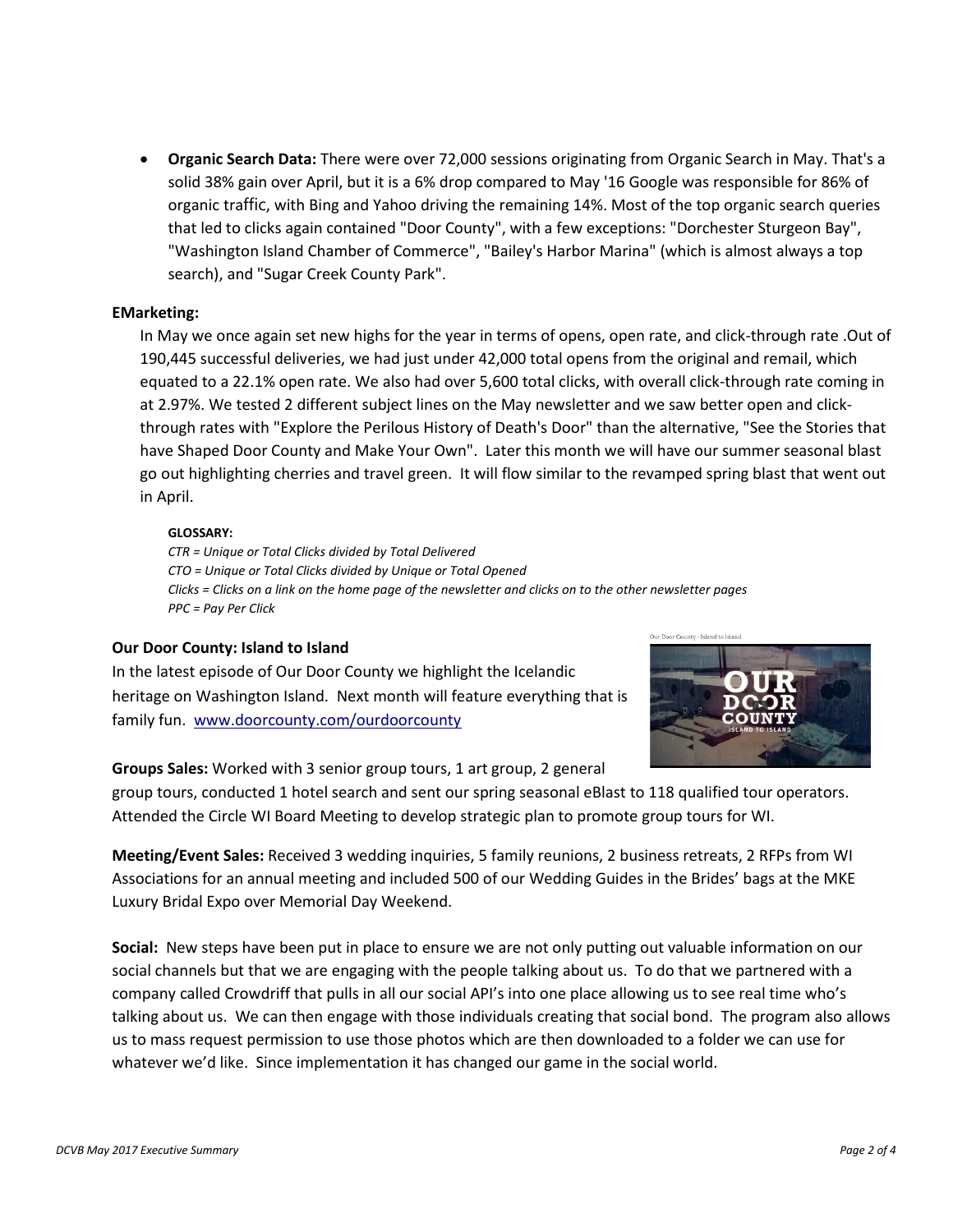- **Organic Search Data:** There were over 72,000 sessions originating from Organic Search in May. That's a solid 38% gain over April, but it is a 6% drop compared to May '16 Google was responsible for 86% of organic traffic, with Bing and Yahoo driving the remaining 14%. Most of the top organic search queries that led to clicks again contained "Door County", with a few exceptions: "Dorchester Sturgeon Bay", "Washington Island Chamber of Commerce", "Bailey's Harbor Marina" (which is almost always a top search), and "Sugar Creek County Park".

**EMarketing:**

In May we once again set new highs for the year in terms of opens, open rate, and click-through rate .Out of 190,445 successful deliveries, we had just under 42,000 total opens from the original and remail, which equated to a 22.1% open rate. We also had over 5,600 total clicks, with overall click-through rate coming in at 2.97%. We tested 2 different subject lines on the May newsletter and we saw better open and click-through rates with "Explore the Perilous History of Death's Door" than the alternative, "See the Stories that have Shaped Door County and Make Your Own". Later this month we will have our summer seasonal blast go out highlighting cherries and travel green. It will flow similar to the revamped spring blast that went out in April.

**GLOSSARY:**

*CTR = Unique or Total Clicks divided by Total Delivered*
*CTO = Unique or Total Clicks divided by Unique or Total Opened*
*Clicks = Clicks on a link on the home page of the newsletter and clicks on to the other newsletter pages*
*PPC = Pay Per Click*

**Our Door County: Island to Island**

In the latest episode of Our Door County we highlight the Icelandic heritage on Washington Island. Next month will feature everything that is family fun. www.doorcounty.com/ourdoorcounty

**Groups Sales:** Worked with 3 senior group tours, 1 art group, 2 general group tours, conducted 1 hotel search and sent our spring seasonal eBlast to 118 qualified tour operators. Attended the Circle WI Board Meeting to develop strategic plan to promote group tours for WI.

**Meeting/Event Sales:** Received 3 wedding inquiries, 5 family reunions, 2 business retreats, 2 RFPs from WI Associations for an annual meeting and included 500 of our Wedding Guides in the Brides' bags at the MKE Luxury Bridal Expo over Memorial Day Weekend.

**Social:** New steps have been put in place to ensure we are not only putting out valuable information on our social channels but that we are engaging with the people talking about us. To do that we partnered with a company called Crowdriff that pulls in all our social API's into one place allowing us to see real time who's talking about us. We can then engage with those individuals creating that social bond. The program also allows us to mass request permission to use those photos which are then downloaded to a folder we can use for whatever we'd like. Since implementation it has changed our game in the social world.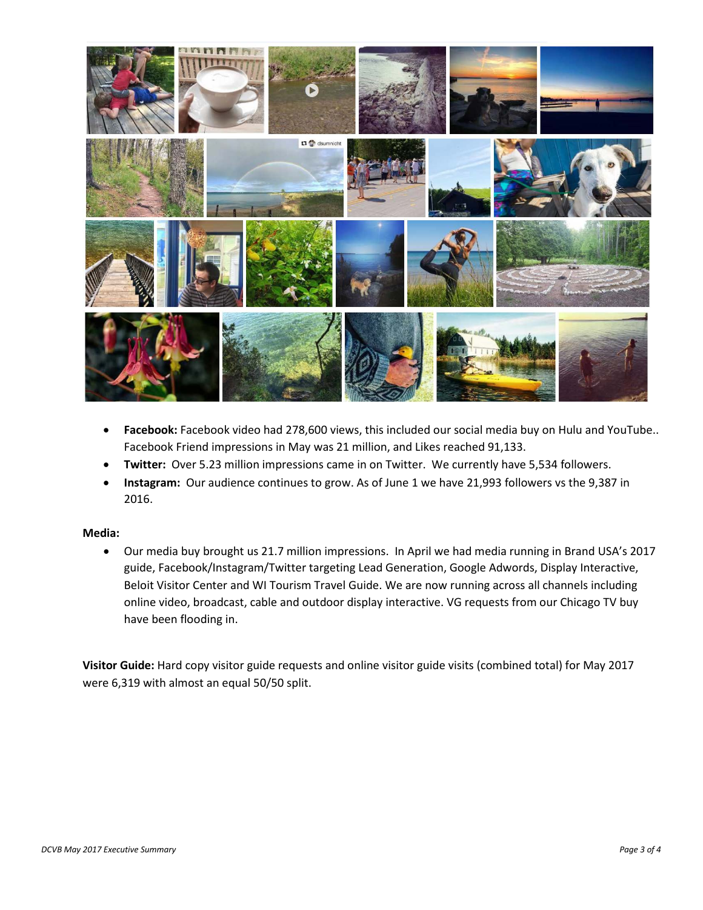- **Facebook:** Facebook video had 278,600 views, this included our social media buy on Hulu and YouTube.. Facebook Friend impressions in May was 21 million, and Likes reached 91,133.
- **Twitter:** Over 5.23 million impressions came in on Twitter. We currently have 5,534 followers.
- **Instagram:** Our audience continues to grow. As of June 1 we have 21,993 followers vs the 9,387 in 2016.

**Media:**

- Our media buy brought us 21.7 million impressions. In April we had media running in Brand USA's 2017 guide, Facebook/Instagram/Twitter targeting Lead Generation, Google Adwords, Display Interactive, Beloit Visitor Center and WI Tourism Travel Guide. We are now running across all channels including online video, broadcast, cable and outdoor display interactive. VG requests from our Chicago TV buy have been flooding in.

**Visitor Guide:** Hard copy visitor guide requests and online visitor guide visits (combined total) for May 2017 were 6,319 with almost an equal 50/50 split.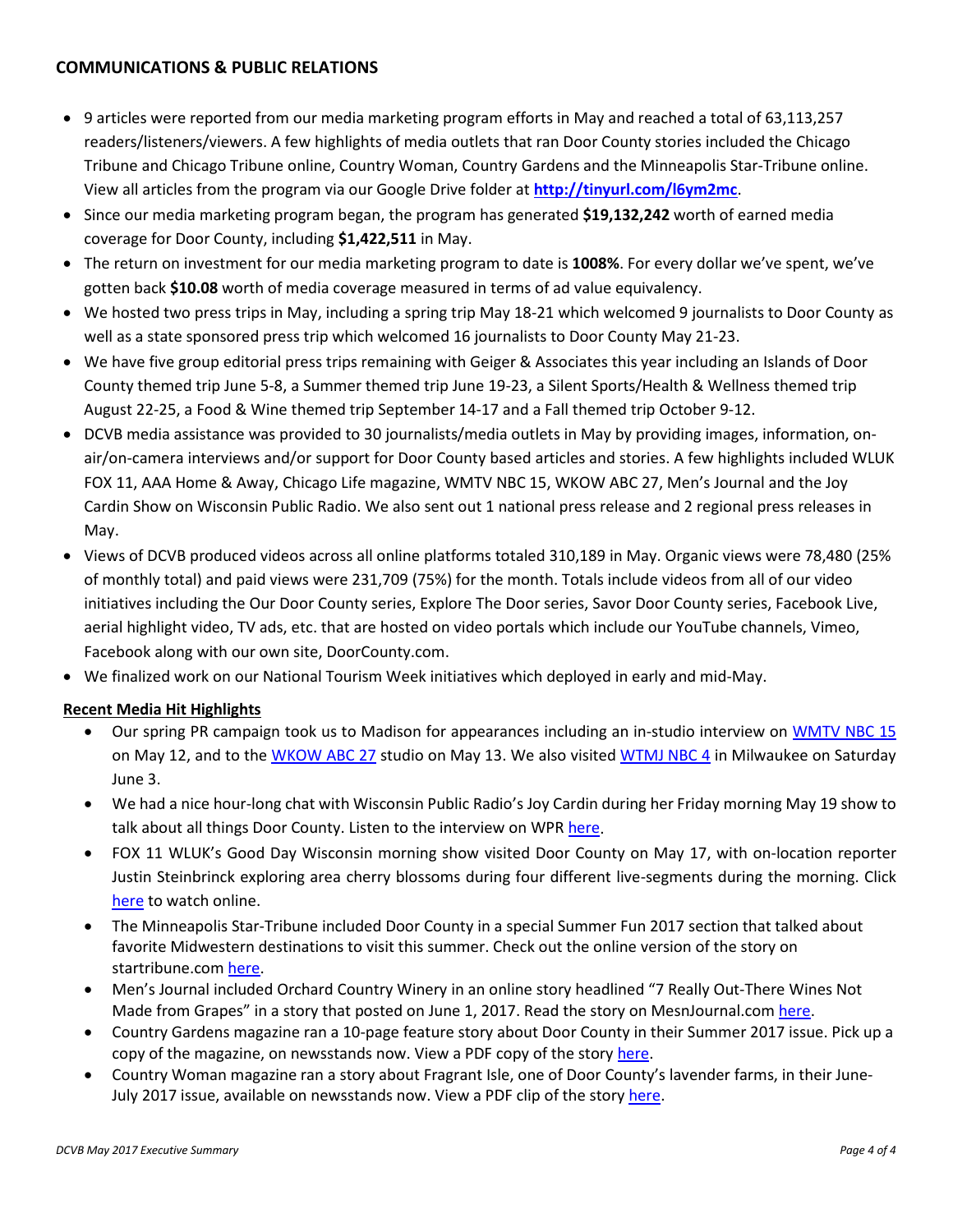## COMMUNICATIONS & PUBLIC RELATIONS

- 9 articles were reported from our media marketing program efforts in May and reached a total of 63,113,257 readers/listeners/viewers. A few highlights of media outlets that ran Door County stories included the Chicago Tribune and Chicago Tribune online, Country Woman, Country Gardens and the Minneapolis Star-Tribune online. View all articles from the program via our Google Drive folder at **http://tinyurl.com/l6ym2mc**.
- Since our media marketing program began, the program has generated **$19,132,242** worth of earned media coverage for Door County, including **$1,422,511** in May.
- The return on investment for our media marketing program to date is **1008%**. For every dollar we've spent, we've gotten back **$10.08** worth of media coverage measured in terms of ad value equivalency.
- We hosted two press trips in May, including a spring trip May 18-21 which welcomed 9 journalists to Door County as well as a state sponsored press trip which welcomed 16 journalists to Door County May 21-23.
- We have five group editorial press trips remaining with Geiger & Associates this year including an Islands of Door County themed trip June 5-8, a Summer themed trip June 19-23, a Silent Sports/Health & Wellness themed trip August 22-25, a Food & Wine themed trip September 14-17 and a Fall themed trip October 9-12.
- DCVB media assistance was provided to 30 journalists/media outlets in May by providing images, information, on-air/on-camera interviews and/or support for Door County based articles and stories. A few highlights included WLUK FOX 11, AAA Home & Away, Chicago Life magazine, WMTV NBC 15, WKOW ABC 27, Men's Journal and the Joy Cardin Show on Wisconsin Public Radio. We also sent out 1 national press release and 2 regional press releases in May.
- Views of DCVB produced videos across all online platforms totaled 310,189 in May. Organic views were 78,480 (25% of monthly total) and paid views were 231,709 (75%) for the month. Totals include videos from all of our video initiatives including the Our Door County series, Explore The Door series, Savor Door County series, Facebook Live, aerial highlight video, TV ads, etc. that are hosted on video portals which include our YouTube channels, Vimeo, Facebook along with our own site, DoorCounty.com.
- We finalized work on our National Tourism Week initiatives which deployed in early and mid-May.

### Recent Media Hit Highlights

- Our spring PR campaign took us to Madison for appearances including an in-studio interview on WMTV NBC 15 on May 12, and to the WKOW ABC 27 studio on May 13. We also visited WTMJ NBC 4 in Milwaukee on Saturday June 3.
- We had a nice hour-long chat with Wisconsin Public Radio's Joy Cardin during her Friday morning May 19 show to talk about all things Door County. Listen to the interview on WPR here.
- FOX 11 WLUK's Good Day Wisconsin morning show visited Door County on May 17, with on-location reporter Justin Steinbrinck exploring area cherry blossoms during four different live-segments during the morning. Click here to watch online.
- The Minneapolis Star-Tribune included Door County in a special Summer Fun 2017 section that talked about favorite Midwestern destinations to visit this summer. Check out the online version of the story on startribune.com here.
- Men's Journal included Orchard Country Winery in an online story headlined "7 Really Out-There Wines Not Made from Grapes" in a story that posted on June 1, 2017. Read the story on MesnJournal.com here.
- Country Gardens magazine ran a 10-page feature story about Door County in their Summer 2017 issue. Pick up a copy of the magazine, on newsstands now. View a PDF copy of the story here.
- Country Woman magazine ran a story about Fragrant Isle, one of Door County's lavender farms, in their June-July 2017 issue, available on newsstands now. View a PDF clip of the story here.